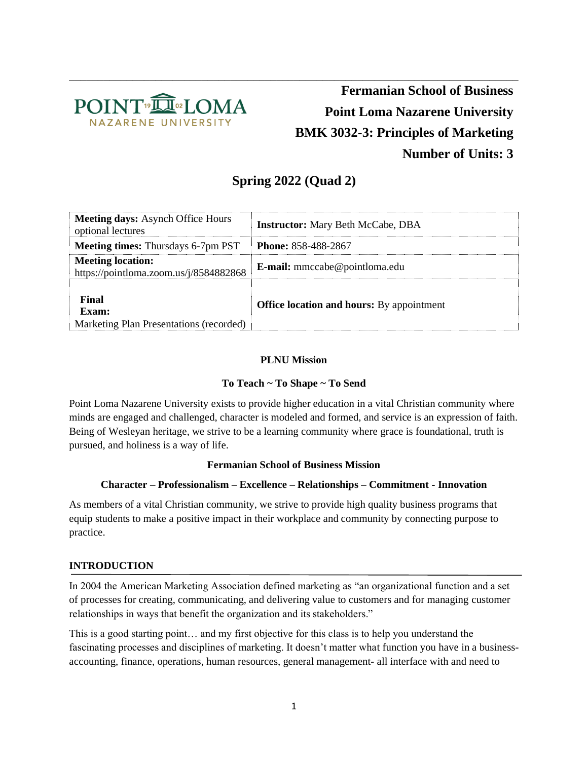# Fermanian School of Business
# Point Loma Nazarene University
# BMK 3032-3: Principles of Marketing
# Number of Units: 3

## Spring 2022 (Quad 2)

| **Meeting days:** Asynch Office Hours optional lectures | **Instructor:** Mary Beth McCabe, DBA |
|---|---|
| **Meeting times:** Thursdays 6-7pm PST | **Phone:** 858-488-2867 |
| **Meeting location:** https://pointloma.zoom.us/j/8584882868 | **E-mail:** mmccabe@pointloma.edu |
| **Final Exam:** Marketing Plan Presentations (recorded) | **Office location and hours:** By appointment |

**PLNU Mission**

**To Teach ~ To Shape ~ To Send**

Point Loma Nazarene University exists to provide higher education in a vital Christian community where minds are engaged and challenged, character is modeled and formed, and service is an expression of faith. Being of Wesleyan heritage, we strive to be a learning community where grace is foundational, truth is pursued, and holiness is a way of life.

**Fermanian School of Business Mission**

**Character – Professionalism – Excellence – Relationships – Commitment - Innovation**

As members of a vital Christian community, we strive to provide high quality business programs that equip students to make a positive impact in their workplace and community by connecting purpose to practice.

## INTRODUCTION

In 2004 the American Marketing Association defined marketing as "an organizational function and a set of processes for creating, communicating, and delivering value to customers and for managing customer relationships in ways that benefit the organization and its stakeholders."

This is a good starting point… and my first objective for this class is to help you understand the fascinating processes and disciplines of marketing. It doesn't matter what function you have in a business- accounting, finance, operations, human resources, general management- all interface with and need to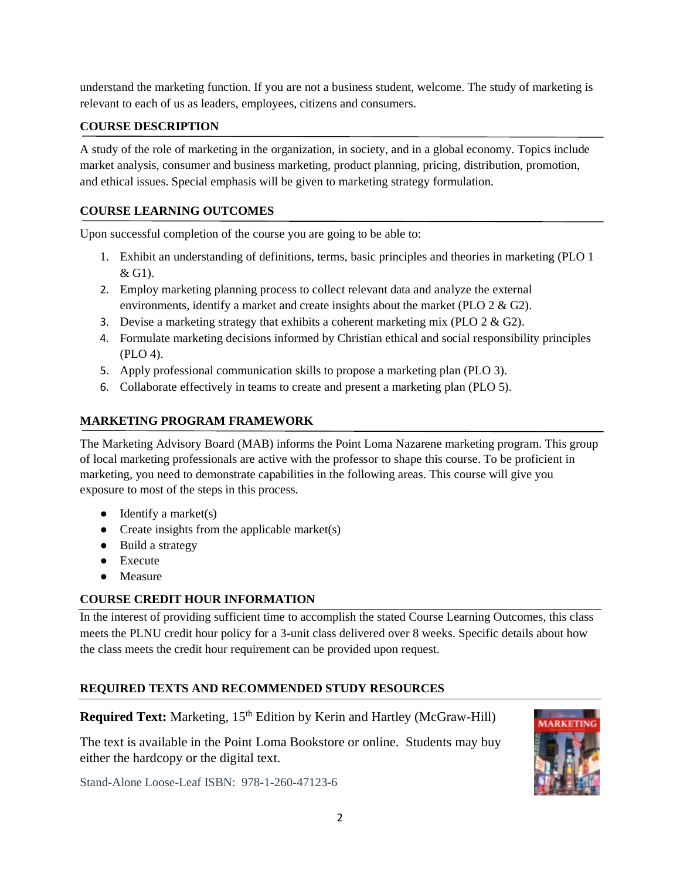understand the marketing function. If you are not a business student, welcome. The study of marketing is relevant to each of us as leaders, employees, citizens and consumers.

## COURSE DESCRIPTION

A study of the role of marketing in the organization, in society, and in a global economy. Topics include market analysis, consumer and business marketing, product planning, pricing, distribution, promotion, and ethical issues. Special emphasis will be given to marketing strategy formulation.

## COURSE LEARNING OUTCOMES

Upon successful completion of the course you are going to be able to:

1. Exhibit an understanding of definitions, terms, basic principles and theories in marketing (PLO 1 & G1).
2. Employ marketing planning process to collect relevant data and analyze the external environments, identify a market and create insights about the market (PLO 2 & G2).
3. Devise a marketing strategy that exhibits a coherent marketing mix (PLO 2 & G2).
4. Formulate marketing decisions informed by Christian ethical and social responsibility principles (PLO 4).
5. Apply professional communication skills to propose a marketing plan (PLO 3).
6. Collaborate effectively in teams to create and present a marketing plan (PLO 5).

## MARKETING PROGRAM FRAMEWORK

The Marketing Advisory Board (MAB) informs the Point Loma Nazarene marketing program. This group of local marketing professionals are active with the professor to shape this course. To be proficient in marketing, you need to demonstrate capabilities in the following areas. This course will give you exposure to most of the steps in this process.

- Identify a market(s)
- Create insights from the applicable market(s)
- Build a strategy
- Execute
- Measure

## COURSE CREDIT HOUR INFORMATION

In the interest of providing sufficient time to accomplish the stated Course Learning Outcomes, this class meets the PLNU credit hour policy for a 3-unit class delivered over 8 weeks. Specific details about how the class meets the credit hour requirement can be provided upon request.

## REQUIRED TEXTS AND RECOMMENDED STUDY RESOURCES

**Required Text:** Marketing, 15th Edition by Kerin and Hartley (McGraw-Hill)

The text is available in the Point Loma Bookstore or online. Students may buy either the hardcopy or the digital text.

Stand-Alone Loose-Leaf ISBN: 978-1-260-47123-6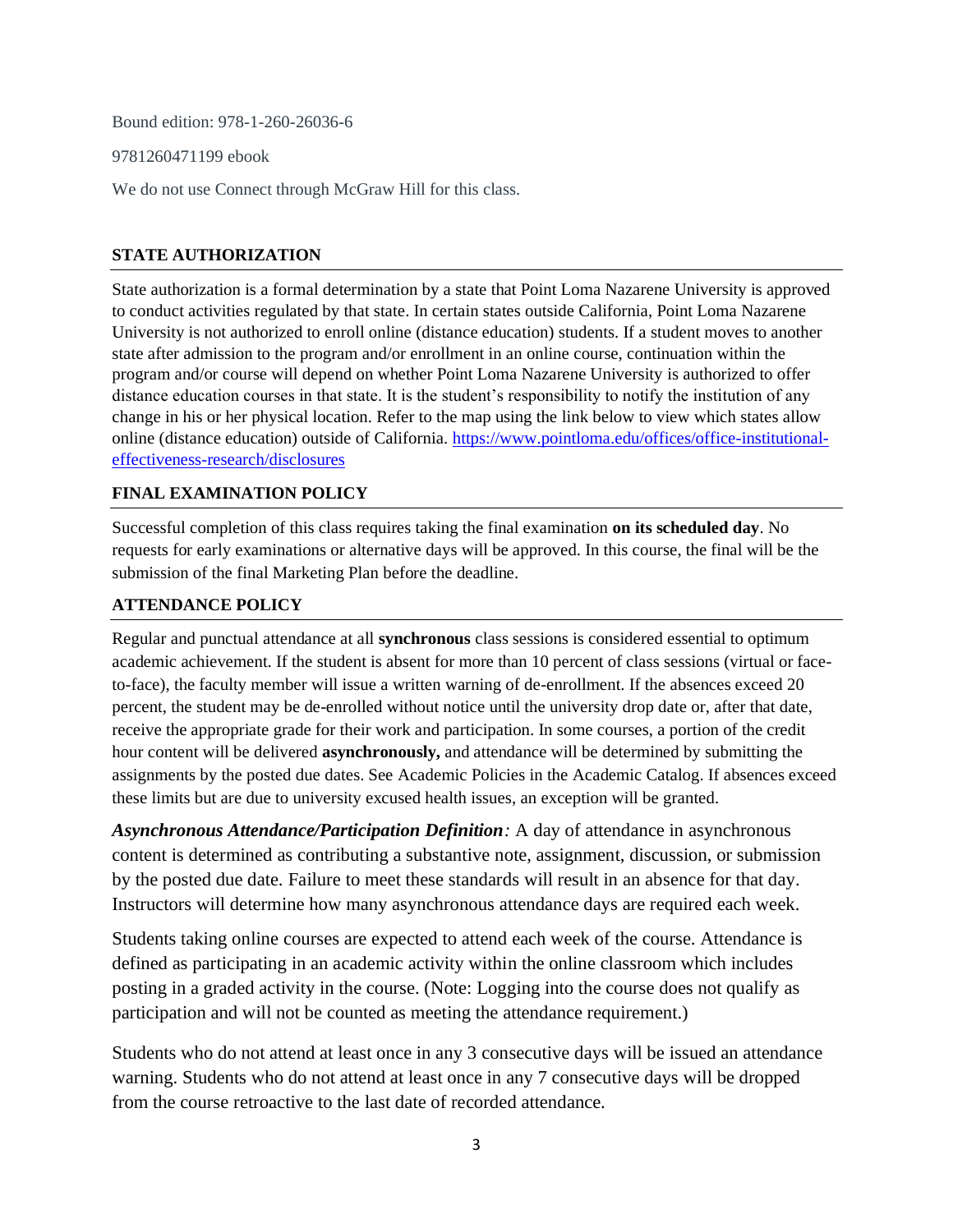Bound edition: 978-1-260-26036-6

9781260471199 ebook

We do not use Connect through McGraw Hill for this class.

## STATE AUTHORIZATION

State authorization is a formal determination by a state that Point Loma Nazarene University is approved to conduct activities regulated by that state. In certain states outside California, Point Loma Nazarene University is not authorized to enroll online (distance education) students. If a student moves to another state after admission to the program and/or enrollment in an online course, continuation within the program and/or course will depend on whether Point Loma Nazarene University is authorized to offer distance education courses in that state. It is the student's responsibility to notify the institution of any change in his or her physical location. Refer to the map using the link below to view which states allow online (distance education) outside of California. [https://www.pointloma.edu/offices/office-institutional-effectiveness-research/disclosures](https://www.pointloma.edu/offices/office-institutional-effectiveness-research/disclosures)

## FINAL EXAMINATION POLICY

Successful completion of this class requires taking the final examination **on its scheduled day**. No requests for early examinations or alternative days will be approved. In this course, the final will be the submission of the final Marketing Plan before the deadline.

## ATTENDANCE POLICY

Regular and punctual attendance at all **synchronous** class sessions is considered essential to optimum academic achievement. If the student is absent for more than 10 percent of class sessions (virtual or face-to-face), the faculty member will issue a written warning of de-enrollment. If the absences exceed 20 percent, the student may be de-enrolled without notice until the university drop date or, after that date, receive the appropriate grade for their work and participation. In some courses, a portion of the credit hour content will be delivered **asynchronously,** and attendance will be determined by submitting the assignments by the posted due dates. See Academic Policies in the Academic Catalog. If absences exceed these limits but are due to university excused health issues, an exception will be granted.

***Asynchronous Attendance/Participation Definition****:* A day of attendance in asynchronous content is determined as contributing a substantive note, assignment, discussion, or submission by the posted due date. Failure to meet these standards will result in an absence for that day. Instructors will determine how many asynchronous attendance days are required each week.

Students taking online courses are expected to attend each week of the course. Attendance is defined as participating in an academic activity within the online classroom which includes posting in a graded activity in the course. (Note: Logging into the course does not qualify as participation and will not be counted as meeting the attendance requirement.)

Students who do not attend at least once in any 3 consecutive days will be issued an attendance warning. Students who do not attend at least once in any 7 consecutive days will be dropped from the course retroactive to the last date of recorded attendance.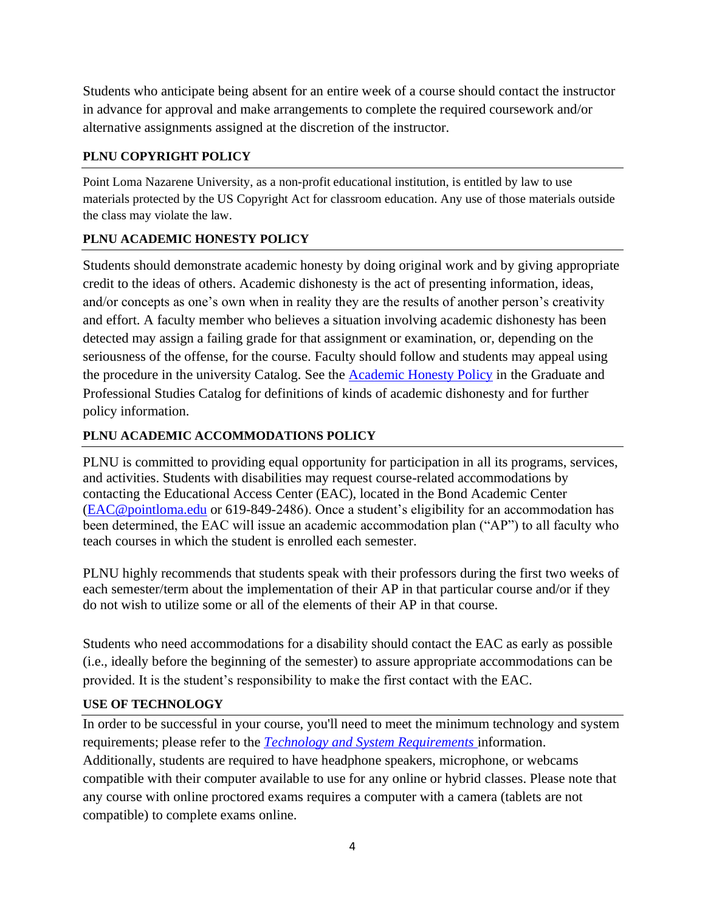Students who anticipate being absent for an entire week of a course should contact the instructor in advance for approval and make arrangements to complete the required coursework and/or alternative assignments assigned at the discretion of the instructor.

## PLNU COPYRIGHT POLICY

Point Loma Nazarene University, as a non-profit educational institution, is entitled by law to use materials protected by the US Copyright Act for classroom education. Any use of those materials outside the class may violate the law.

## PLNU ACADEMIC HONESTY POLICY

Students should demonstrate academic honesty by doing original work and by giving appropriate credit to the ideas of others. Academic dishonesty is the act of presenting information, ideas, and/or concepts as one's own when in reality they are the results of another person's creativity and effort. A faculty member who believes a situation involving academic dishonesty has been detected may assign a failing grade for that assignment or examination, or, depending on the seriousness of the offense, for the course. Faculty should follow and students may appeal using the procedure in the university Catalog. See the [Academic Honesty Policy]() in the Graduate and Professional Studies Catalog for definitions of kinds of academic dishonesty and for further policy information.

## PLNU ACADEMIC ACCOMMODATIONS POLICY

PLNU is committed to providing equal opportunity for participation in all its programs, services, and activities. Students with disabilities may request course-related accommodations by contacting the Educational Access Center (EAC), located in the Bond Academic Center ([EAC@pointloma.edu](mailto:EAC@pointloma.edu) or 619-849-2486). Once a student's eligibility for an accommodation has been determined, the EAC will issue an academic accommodation plan ("AP") to all faculty who teach courses in which the student is enrolled each semester.

PLNU highly recommends that students speak with their professors during the first two weeks of each semester/term about the implementation of their AP in that particular course and/or if they do not wish to utilize some or all of the elements of their AP in that course.

Students who need accommodations for a disability should contact the EAC as early as possible (i.e., ideally before the beginning of the semester) to assure appropriate accommodations can be provided. It is the student's responsibility to make the first contact with the EAC.

## USE OF TECHNOLOGY

In order to be successful in your course, you'll need to meet the minimum technology and system requirements; please refer to the *[Technology and System Requirements]()* information. Additionally, students are required to have headphone speakers, microphone, or webcams compatible with their computer available to use for any online or hybrid classes. Please note that any course with online proctored exams requires a computer with a camera (tablets are not compatible) to complete exams online.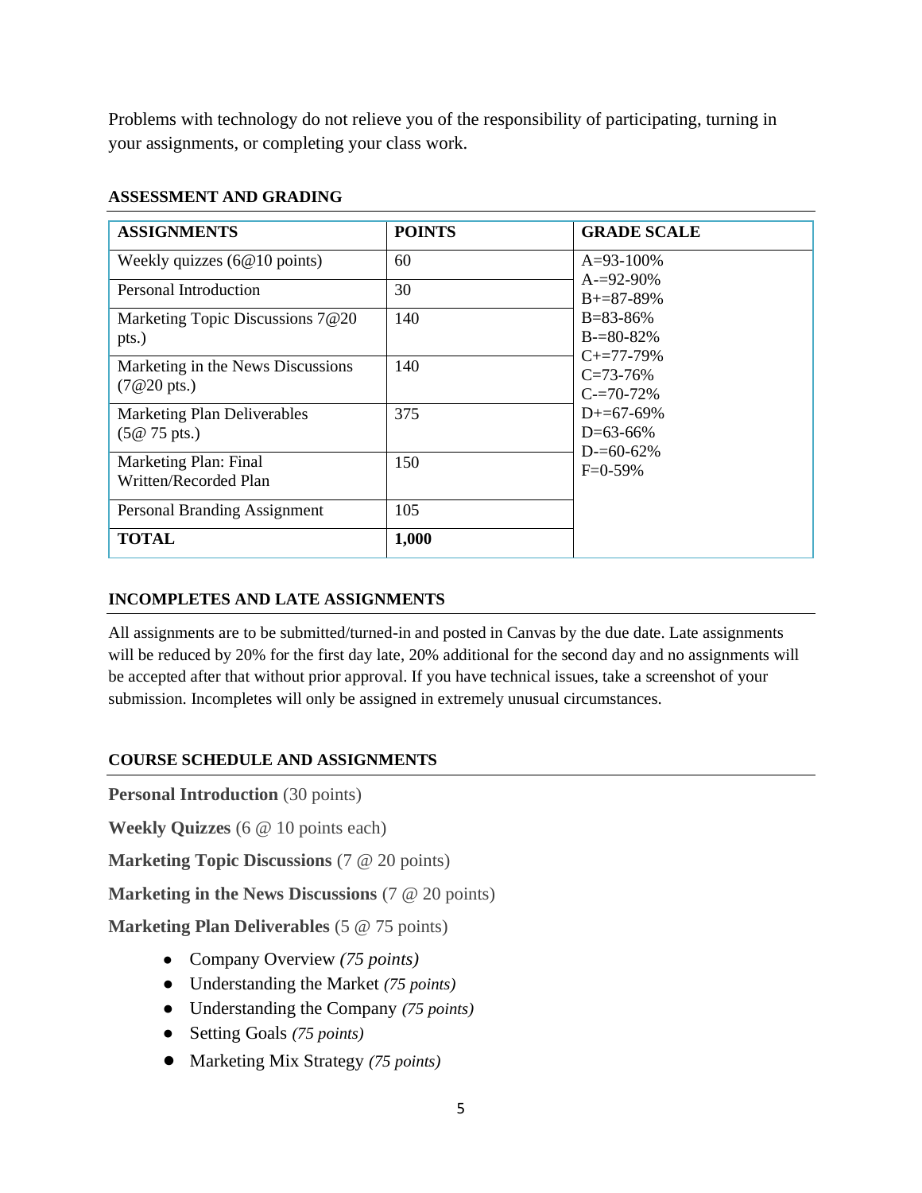Problems with technology do not relieve you of the responsibility of participating, turning in your assignments, or completing your class work.

### ASSESSMENT AND GRADING

| ASSIGNMENTS | POINTS | GRADE SCALE |
|---|---|---|
| Weekly quizzes (6@10 points) | 60 | A=93-100%<br>A-=92-90%<br>B+=87-89%<br>B=83-86%<br>B-=80-82%<br>C+=77-79%<br>C=73-76%<br>C-=70-72%<br>D+=67-69%<br>D=63-66%<br>D-=60-62%<br>F=0-59% |
| Personal Introduction | 30 | |
| Marketing Topic Discussions 7@20 pts.) | 140 | |
| Marketing in the News Discussions (7@20 pts.) | 140 | |
| Marketing Plan Deliverables (5@ 75 pts.) | 375 | |
| Marketing Plan: Final Written/Recorded Plan | 150 | |
| Personal Branding Assignment | 105 | |
| **TOTAL** | **1,000** | |

### INCOMPLETES AND LATE ASSIGNMENTS

All assignments are to be submitted/turned-in and posted in Canvas by the due date. Late assignments will be reduced by 20% for the first day late, 20% additional for the second day and no assignments will be accepted after that without prior approval. If you have technical issues, take a screenshot of your submission. Incompletes will only be assigned in extremely unusual circumstances.

### COURSE SCHEDULE AND ASSIGNMENTS

**Personal Introduction** (30 points)

**Weekly Quizzes** (6 @ 10 points each)

**Marketing Topic Discussions** (7 @ 20 points)

**Marketing in the News Discussions** (7 @ 20 points)

**Marketing Plan Deliverables** (5 @ 75 points)

- Company Overview *(75 points)*
- Understanding the Market *(75 points)*
- Understanding the Company *(75 points)*
- Setting Goals *(75 points)*
- Marketing Mix Strategy *(75 points)*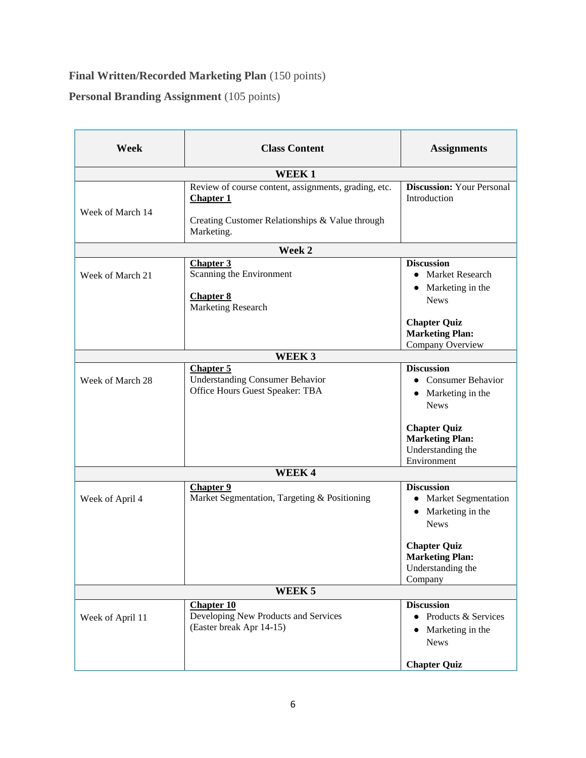**Final Written/Recorded Marketing Plan** (150 points)

**Personal Branding Assignment** (105 points)

| Week | Class Content | Assignments |
| --- | --- | --- |
| **WEEK 1** | | |
| Week of March 14 | Review of course content, assignments, grading, etc. **Chapter 1** <br><br> Creating Customer Relationships & Value through Marketing. | **Discussion:** Your Personal Introduction |
| **Week 2** | | |
| Week of March 21 | **Chapter 3** <br> Scanning the Environment <br><br> **Chapter 8** <br> Marketing Research | **Discussion** <br> • Market Research <br> • Marketing in the News <br><br> **Chapter Quiz** <br> **Marketing Plan:** Company Overview |
| **WEEK 3** | | |
| Week of March 28 | **Chapter 5** <br> Understanding Consumer Behavior <br> Office Hours Guest Speaker: TBA | **Discussion** <br> • Consumer Behavior <br> • Marketing in the News <br><br> **Chapter Quiz** <br> **Marketing Plan:** Understanding the Environment |
| **WEEK 4** | | |
| Week of April 4 | **Chapter 9** <br> Market Segmentation, Targeting & Positioning | **Discussion** <br> • Market Segmentation <br> • Marketing in the News <br><br> **Chapter Quiz** <br> **Marketing Plan:** Understanding the Company |
| **WEEK 5** | | |
| Week of April 11 | **Chapter 10** <br> Developing New Products and Services <br> (Easter break Apr 14-15) | **Discussion** <br> • Products & Services <br> • Marketing in the News <br><br> **Chapter Quiz** |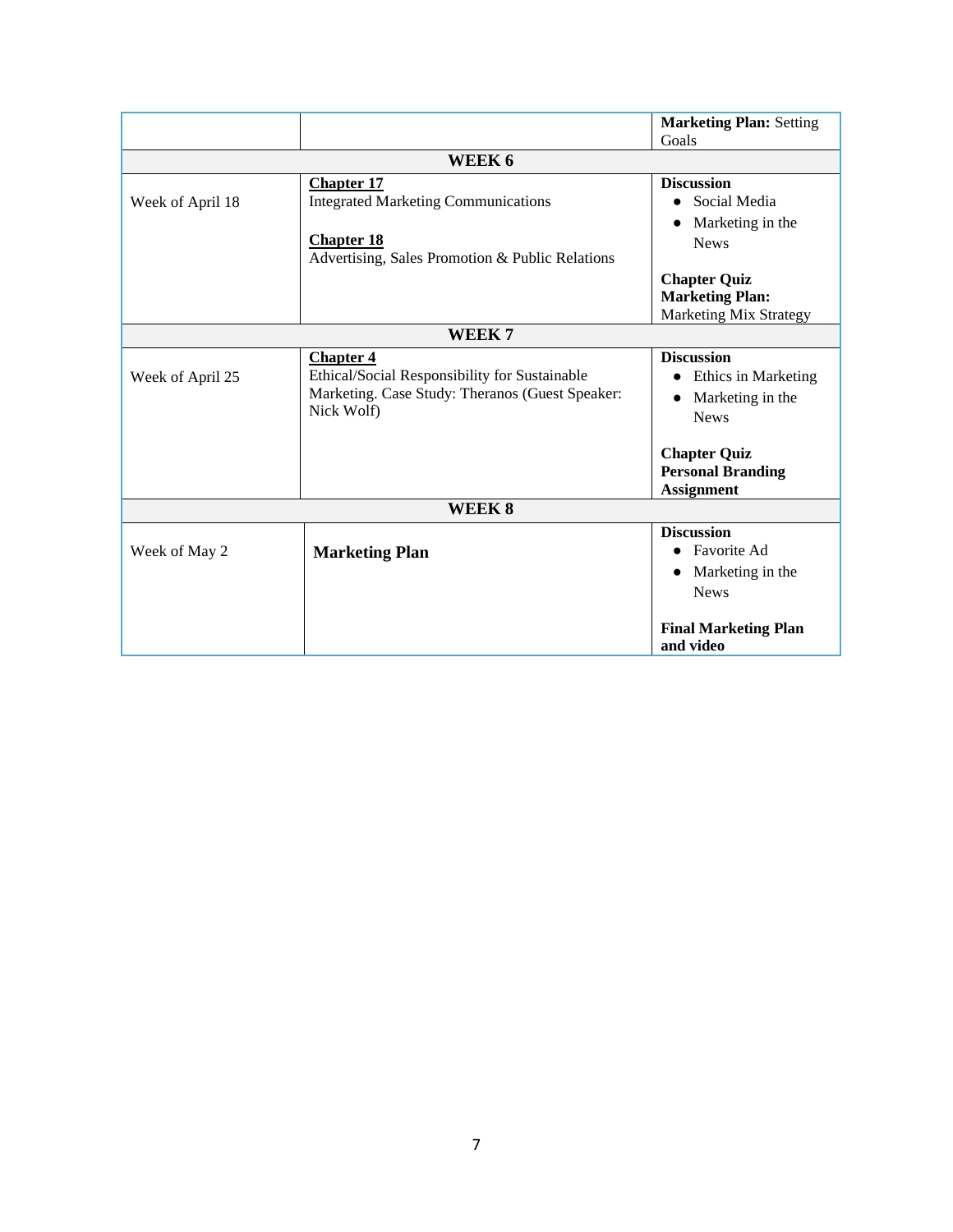| | | |
|---|---|---|
| | | **Marketing Plan:** Setting Goals |
| **WEEK 6** | | |
| Week of April 18 | **Chapter 17**<br>Integrated Marketing Communications<br><br>**Chapter 18**<br>Advertising, Sales Promotion & Public Relations | **Discussion**<br>• Social Media<br>• Marketing in the News<br><br>**Chapter Quiz**<br>**Marketing Plan:** Marketing Mix Strategy |
| **WEEK 7** | | |
| Week of April 25 | **Chapter 4**<br>Ethical/Social Responsibility for Sustainable Marketing. Case Study: Theranos (Guest Speaker: Nick Wolf) | **Discussion**<br>• Ethics in Marketing<br>• Marketing in the News<br><br>**Chapter Quiz**<br>**Personal Branding Assignment** |
| **WEEK 8** | | |
| Week of May 2 | **Marketing Plan** | **Discussion**<br>• Favorite Ad<br>• Marketing in the News<br><br>**Final Marketing Plan and video** |